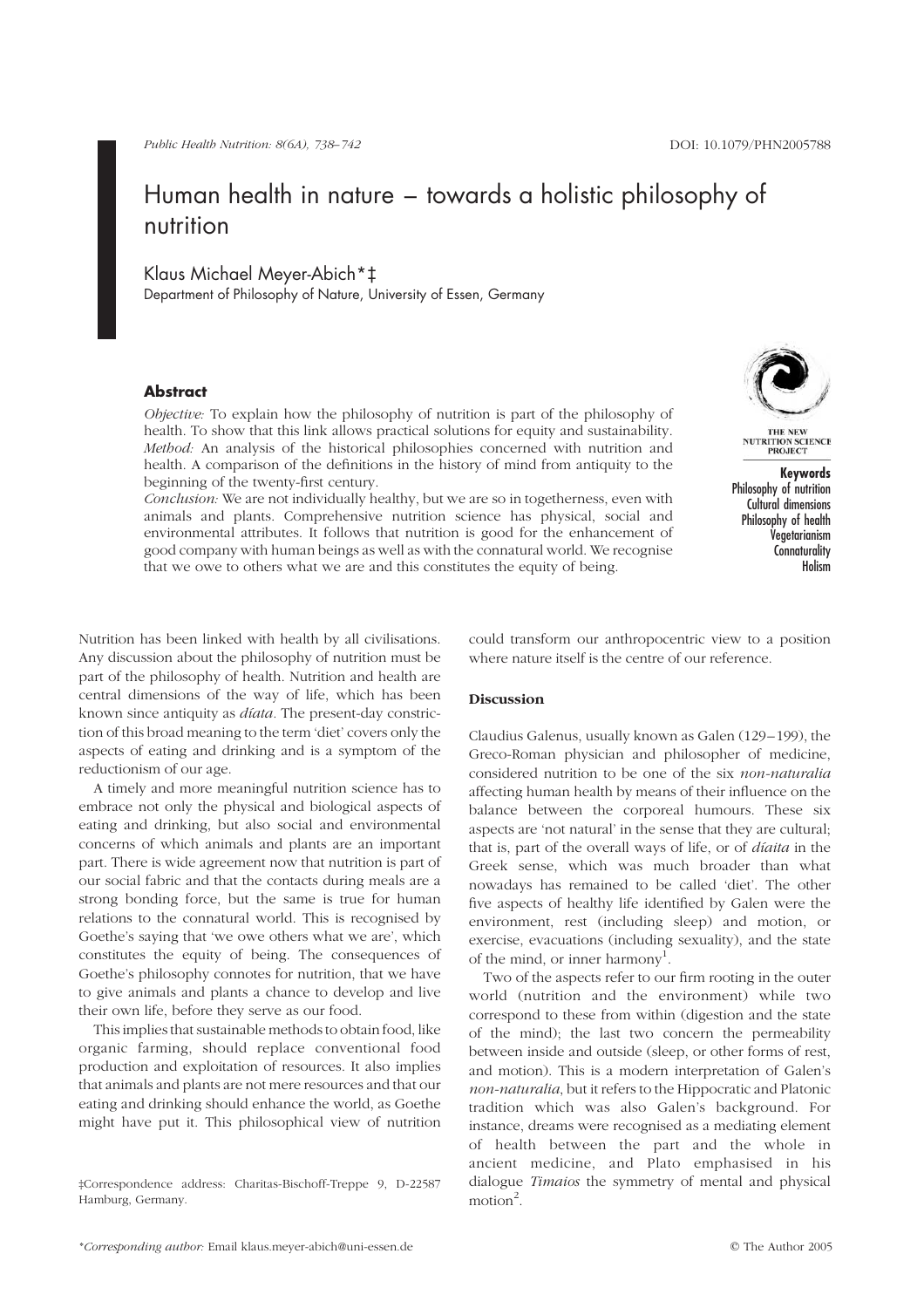# Human health in nature – towards a holistic philosophy of nutrition

Klaus Michael Meyer-Abich*‡

Department of Philosophy of Nature, University of Essen, Germany

## Abstract

*Objective:* To explain how the philosophy of nutrition is part of the philosophy of health. To show that this link allows practical solutions for equity and sustainability.

*Method:* An analysis of the historical philosophies concerned with nutrition and health. A comparison of the definitions in the history of mind from antiquity to the beginning of the twenty-first century.

*Conclusion:* We are not individually healthy, but we are so in togetherness, even with animals and plants. Comprehensive nutrition science has physical, social and environmental attributes. It follows that nutrition is good for the enhancement of good company with human beings as well as with the connatural world. We recognise that we owe to others what we are and this constitutes the equity of being.

**Keywords**
Philosophy of nutrition
Cultural dimensions
Philosophy of health
Vegetarianism
Connaturality
Holism

Nutrition has been linked with health by all civilisations. Any discussion about the philosophy of nutrition must be part of the philosophy of health. Nutrition and health are central dimensions of the way of life, which has been known since antiquity as *díata*. The present-day constriction of this broad meaning to the term 'diet' covers only the aspects of eating and drinking and is a symptom of the reductionism of our age.

A timely and more meaningful nutrition science has to embrace not only the physical and biological aspects of eating and drinking, but also social and environmental concerns of which animals and plants are an important part. There is wide agreement now that nutrition is part of our social fabric and that the contacts during meals are a strong bonding force, but the same is true for human relations to the connatural world. This is recognised by Goethe's saying that 'we owe others what we are', which constitutes the equity of being. The consequences of Goethe's philosophy connotes for nutrition, that we have to give animals and plants a chance to develop and live their own life, before they serve as our food.

This implies that sustainable methods to obtain food, like organic farming, should replace conventional food production and exploitation of resources. It also implies that animals and plants are not mere resources and that our eating and drinking should enhance the world, as Goethe might have put it. This philosophical view of nutrition could transform our anthropocentric view to a position where nature itself is the centre of our reference.

## Discussion

Claudius Galenus, usually known as Galen (129–199), the Greco-Roman physician and philosopher of medicine, considered nutrition to be one of the six *non-naturalia* affecting human health by means of their influence on the balance between the corporeal humours. These six aspects are 'not natural' in the sense that they are cultural; that is, part of the overall ways of life, or of *díaita* in the Greek sense, which was much broader than what nowadays has remained to be called 'diet'. The other five aspects of healthy life identified by Galen were the environment, rest (including sleep) and motion, or exercise, evacuations (including sexuality), and the state of the mind, or inner harmony[1].

Two of the aspects refer to our firm rooting in the outer world (nutrition and the environment) while two correspond to these from within (digestion and the state of the mind); the last two concern the permeability between inside and outside (sleep, or other forms of rest, and motion). This is a modern interpretation of Galen's *non-naturalia*, but it refers to the Hippocratic and Platonic tradition which was also Galen's background. For instance, dreams were recognised as a mediating element of health between the part and the whole in ancient medicine, and Plato emphasised in his dialogue *Timaios* the symmetry of mental and physical motion[2].

‡Correspondence address: Charitas-Bischoff-Treppe 9, D-22587 Hamburg, Germany.

*Corresponding author: Email klaus.meyer-abich@uni-essen.de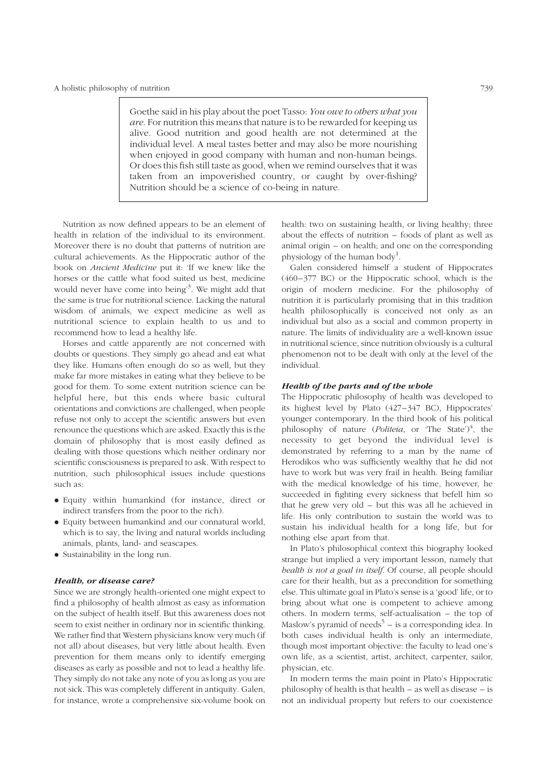> Goethe said in his play about the poet Tasso: *You owe to others what you are*. For nutrition this means that nature is to be rewarded for keeping us alive. Good nutrition and good health are not determined at the individual level. A meal tastes better and may also be more nourishing when enjoyed in good company with human and non-human beings. Or does this fish still taste as good, when we remind ourselves that it was taken from an impoverished country, or caught by over-fishing? Nutrition should be a science of co-being in nature.

Nutrition as now defined appears to be an element of health in relation of the individual to its environment. Moreover there is no doubt that patterns of nutrition are cultural achievements. As the Hippocratic author of the book on *Ancient Medicine* put it: 'If we knew like the horses or the cattle what food suited us best, medicine would never have come into being'[3]. We might add that the same is true for nutritional science. Lacking the natural wisdom of animals, we expect medicine as well as nutritional science to explain health to us and to recommend how to lead a healthy life.

Horses and cattle apparently are not concerned with doubts or questions. They simply go ahead and eat what they like. Humans often enough do so as well, but they make far more mistakes in eating what they believe to be good for them. To some extent nutrition science can be helpful here, but this ends where basic cultural orientations and convictions are challenged, when people refuse not only to accept the scientific answers but even renounce the questions which are asked. Exactly this is the domain of philosophy that is most easily defined as dealing with those questions which neither ordinary nor scientific consciousness is prepared to ask. With respect to nutrition, such philosophical issues include questions such as:

- Equity within humankind (for instance, direct or indirect transfers from the poor to the rich).
- Equity between humankind and our connatural world, which is to say, the living and natural worlds including animals, plants, land- and seascapes.
- Sustainability in the long run.

### *Health, or disease care?*

Since we are strongly health-oriented one might expect to find a philosophy of health almost as easy as information on the subject of health itself. But this awareness does not seem to exist neither in ordinary nor in scientific thinking. We rather find that Western physicians know very much (if not all) about diseases, but very little about health. Even prevention for them means only to identify emerging diseases as early as possible and not to lead a healthy life. They simply do not take any note of you as long as you are not sick. This was completely different in antiquity. Galen, for instance, wrote a comprehensive six-volume book on health: two on sustaining health, or living healthy; three about the effects of nutrition – foods of plant as well as animal origin – on health; and one on the corresponding physiology of the human body[1].

Galen considered himself a student of Hippocrates (460–377 BC) or the Hippocratic school, which is the origin of modern medicine. For the philosophy of nutrition it is particularly promising that in this tradition health philosophically is conceived not only as an individual but also as a social and common property in nature. The limits of individuality are a well-known issue in nutritional science, since nutrition obviously is a cultural phenomenon not to be dealt with only at the level of the individual.

### *Health of the parts and of the whole*

The Hippocratic philosophy of health was developed to its highest level by Plato (427–347 BC), Hippocrates' younger contemporary. In the third book of his political philosophy of nature (*Politeia*, or 'The State')[4], the necessity to get beyond the individual level is demonstrated by referring to a man by the name of Herodikos who was sufficiently wealthy that he did not have to work but was very frail in health. Being familiar with the medical knowledge of his time, however, he succeeded in fighting every sickness that befell him so that he grew very old – but this was all he achieved in life. His only contribution to sustain the world was to sustain his individual health for a long life, but for nothing else apart from that.

In Plato's philosophical context this biography looked strange but implied a very important lesson, namely that *health is not a goal in itself*. Of course, all people should care for their health, but as a precondition for something else. This ultimate goal in Plato's sense is a 'good' life, or to bring about what one is competent to achieve among others. In modern terms, self-actualisation – the top of Maslow's pyramid of needs[5] – is a corresponding idea. In both cases individual health is only an intermediate, though most important objective: the faculty to lead one's own life, as a scientist, artist, architect, carpenter, sailor, physician, etc.

In modern terms the main point in Plato's Hippocratic philosophy of health is that health – as well as disease – is not an individual property but refers to our coexistence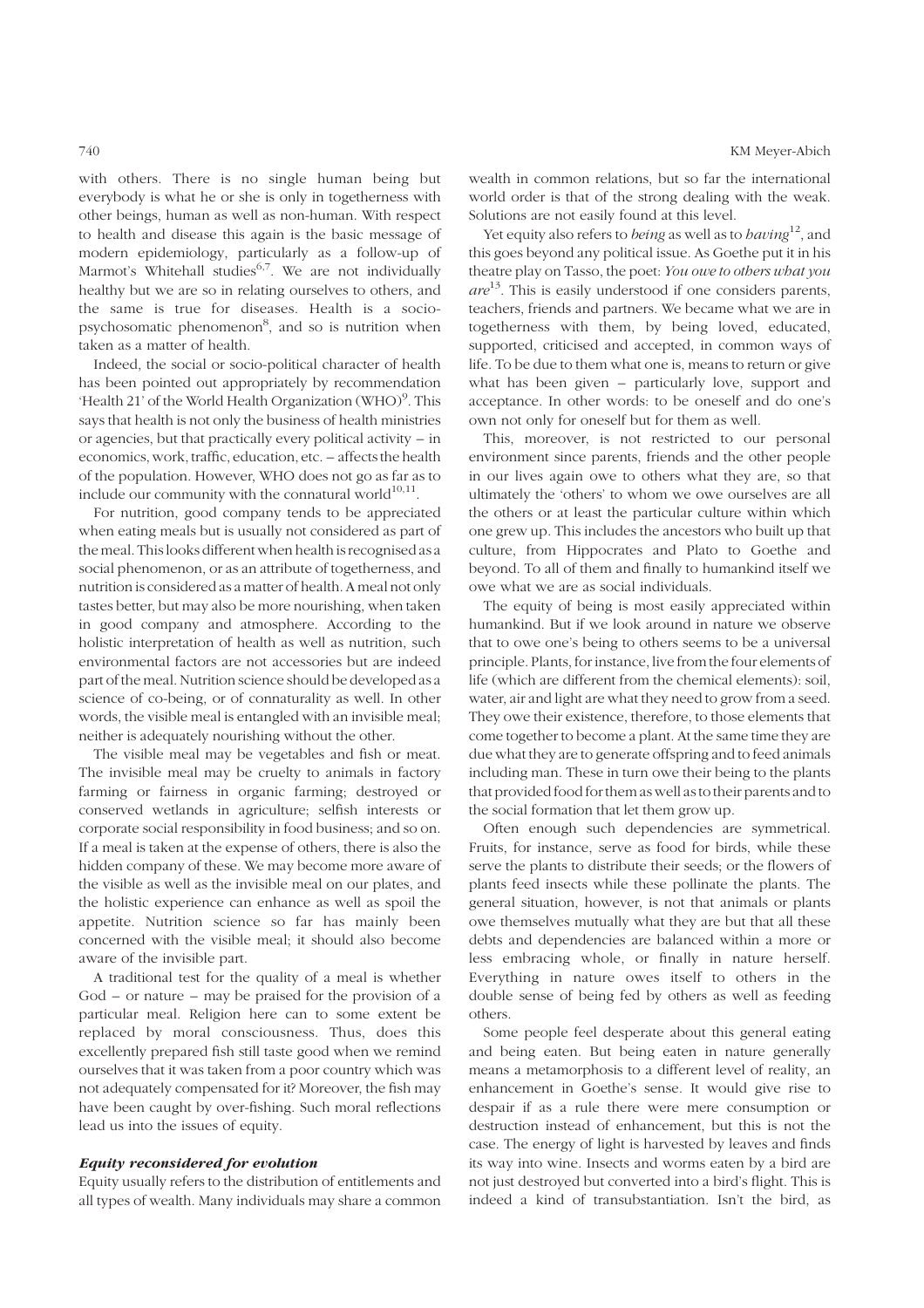with others. There is no single human being but everybody is what he or she is only in togetherness with other beings, human as well as non-human. With respect to health and disease this again is the basic message of modern epidemiology, particularly as a follow-up of Marmot's Whitehall studies[6,7]. We are not individually healthy but we are so in relating ourselves to others, and the same is true for diseases. Health is a socio-psychosomatic phenomenon[8], and so is nutrition when taken as a matter of health.

Indeed, the social or socio-political character of health has been pointed out appropriately by recommendation 'Health 21' of the World Health Organization (WHO)[9]. This says that health is not only the business of health ministries or agencies, but that practically every political activity – in economics, work, traffic, education, etc. – affects the health of the population. However, WHO does not go as far as to include our community with the connatural world[10,11].

For nutrition, good company tends to be appreciated when eating meals but is usually not considered as part of the meal. This looks different when health is recognised as a social phenomenon, or as an attribute of togetherness, and nutrition is considered as a matter of health. A meal not only tastes better, but may also be more nourishing, when taken in good company and atmosphere. According to the holistic interpretation of health as well as nutrition, such environmental factors are not accessories but are indeed part of the meal. Nutrition science should be developed as a science of co-being, or of connaturality as well. In other words, the visible meal is entangled with an invisible meal; neither is adequately nourishing without the other.

The visible meal may be vegetables and fish or meat. The invisible meal may be cruelty to animals in factory farming or fairness in organic farming; destroyed or conserved wetlands in agriculture; selfish interests or corporate social responsibility in food business; and so on. If a meal is taken at the expense of others, there is also the hidden company of these. We may become more aware of the visible as well as the invisible meal on our plates, and the holistic experience can enhance as well as spoil the appetite. Nutrition science so far has mainly been concerned with the visible meal; it should also become aware of the invisible part.

A traditional test for the quality of a meal is whether God – or nature – may be praised for the provision of a particular meal. Religion here can to some extent be replaced by moral consciousness. Thus, does this excellently prepared fish still taste good when we remind ourselves that it was taken from a poor country which was not adequately compensated for it? Moreover, the fish may have been caught by over-fishing. Such moral reflections lead us into the issues of equity.

### *Equity reconsidered for evolution*

Equity usually refers to the distribution of entitlements and all types of wealth. Many individuals may share a common wealth in common relations, but so far the international world order is that of the strong dealing with the weak. Solutions are not easily found at this level.

Yet equity also refers to *being* as well as to *having*[12], and this goes beyond any political issue. As Goethe put it in his theatre play on Tasso, the poet: *You owe to others what you are*[13]. This is easily understood if one considers parents, teachers, friends and partners. We became what we are in togetherness with them, by being loved, educated, supported, criticised and accepted, in common ways of life. To be due to them what one is, means to return or give what has been given – particularly love, support and acceptance. In other words: to be oneself and do one's own not only for oneself but for them as well.

This, moreover, is not restricted to our personal environment since parents, friends and the other people in our lives again owe to others what they are, so that ultimately the 'others' to whom we owe ourselves are all the others or at least the particular culture within which one grew up. This includes the ancestors who built up that culture, from Hippocrates and Plato to Goethe and beyond. To all of them and finally to humankind itself we owe what we are as social individuals.

The equity of being is most easily appreciated within humankind. But if we look around in nature we observe that to owe one's being to others seems to be a universal principle. Plants, for instance, live from the four elements of life (which are different from the chemical elements): soil, water, air and light are what they need to grow from a seed. They owe their existence, therefore, to those elements that come together to become a plant. At the same time they are due what they are to generate offspring and to feed animals including man. These in turn owe their being to the plants that provided food for them as well as to their parents and to the social formation that let them grow up.

Often enough such dependencies are symmetrical. Fruits, for instance, serve as food for birds, while these serve the plants to distribute their seeds; or the flowers of plants feed insects while these pollinate the plants. The general situation, however, is not that animals or plants owe themselves mutually what they are but that all these debts and dependencies are balanced within a more or less embracing whole, or finally in nature herself. Everything in nature owes itself to others in the double sense of being fed by others as well as feeding others.

Some people feel desperate about this general eating and being eaten. But being eaten in nature generally means a metamorphosis to a different level of reality, an enhancement in Goethe's sense. It would give rise to despair if as a rule there were mere consumption or destruction instead of enhancement, but this is not the case. The energy of light is harvested by leaves and finds its way into wine. Insects and worms eaten by a bird are not just destroyed but converted into a bird's flight. This is indeed a kind of transubstantiation. Isn't the bird, as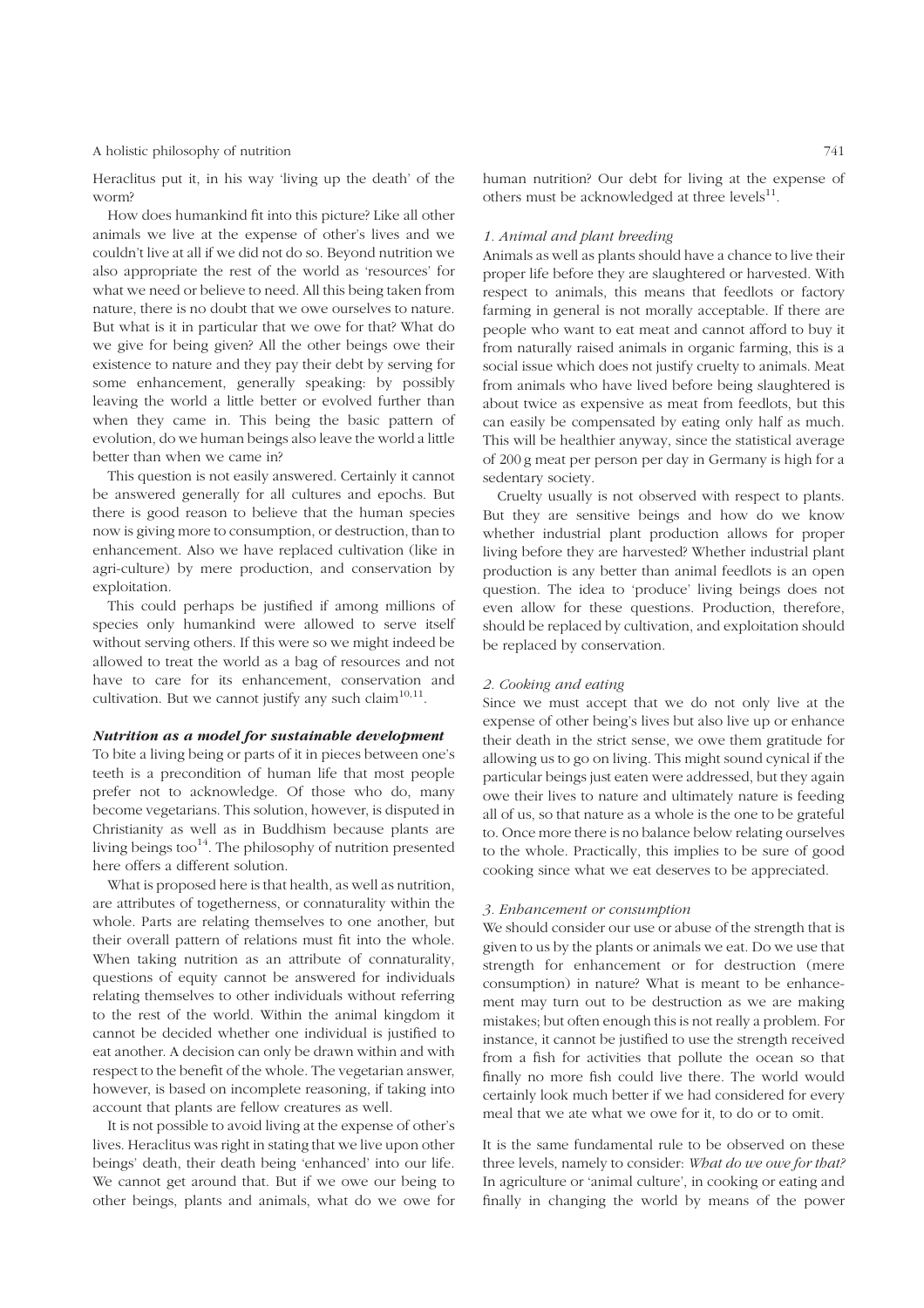Heraclitus put it, in his way 'living up the death' of the worm?

How does humankind fit into this picture? Like all other animals we live at the expense of other's lives and we couldn't live at all if we did not do so. Beyond nutrition we also appropriate the rest of the world as 'resources' for what we need or believe to need. All this being taken from nature, there is no doubt that we owe ourselves to nature. But what is it in particular that we owe for that? What do we give for being given? All the other beings owe their existence to nature and they pay their debt by serving for some enhancement, generally speaking: by possibly leaving the world a little better or evolved further than when they came in. This being the basic pattern of evolution, do we human beings also leave the world a little better than when we came in?

This question is not easily answered. Certainly it cannot be answered generally for all cultures and epochs. But there is good reason to believe that the human species now is giving more to consumption, or destruction, than to enhancement. Also we have replaced cultivation (like in agri-culture) by mere production, and conservation by exploitation.

This could perhaps be justified if among millions of species only humankind were allowed to serve itself without serving others. If this were so we might indeed be allowed to treat the world as a bag of resources and not have to care for its enhancement, conservation and cultivation. But we cannot justify any such claim[10,11].

### *Nutrition as a model for sustainable development*

To bite a living being or parts of it in pieces between one's teeth is a precondition of human life that most people prefer not to acknowledge. Of those who do, many become vegetarians. This solution, however, is disputed in Christianity as well as in Buddhism because plants are living beings too[14]. The philosophy of nutrition presented here offers a different solution.

What is proposed here is that health, as well as nutrition, are attributes of togetherness, or connaturality within the whole. Parts are relating themselves to one another, but their overall pattern of relations must fit into the whole. When taking nutrition as an attribute of connaturality, questions of equity cannot be answered for individuals relating themselves to other individuals without referring to the rest of the world. Within the animal kingdom it cannot be decided whether one individual is justified to eat another. A decision can only be drawn within and with respect to the benefit of the whole. The vegetarian answer, however, is based on incomplete reasoning, if taking into account that plants are fellow creatures as well.

It is not possible to avoid living at the expense of other's lives. Heraclitus was right in stating that we live upon other beings' death, their death being 'enhanced' into our life. We cannot get around that. But if we owe our being to other beings, plants and animals, what do we owe for human nutrition? Our debt for living at the expense of others must be acknowledged at three levels[11].

*1. Animal and plant breeding*

Animals as well as plants should have a chance to live their proper life before they are slaughtered or harvested. With respect to animals, this means that feedlots or factory farming in general is not morally acceptable. If there are people who want to eat meat and cannot afford to buy it from naturally raised animals in organic farming, this is a social issue which does not justify cruelty to animals. Meat from animals who have lived before being slaughtered is about twice as expensive as meat from feedlots, but this can easily be compensated by eating only half as much. This will be healthier anyway, since the statistical average of 200 g meat per person per day in Germany is high for a sedentary society.

Cruelty usually is not observed with respect to plants. But they are sensitive beings and how do we know whether industrial plant production allows for proper living before they are harvested? Whether industrial plant production is any better than animal feedlots is an open question. The idea to 'produce' living beings does not even allow for these questions. Production, therefore, should be replaced by cultivation, and exploitation should be replaced by conservation.

*2. Cooking and eating*

Since we must accept that we do not only live at the expense of other being's lives but also live up or enhance their death in the strict sense, we owe them gratitude for allowing us to go on living. This might sound cynical if the particular beings just eaten were addressed, but they again owe their lives to nature and ultimately nature is feeding all of us, so that nature as a whole is the one to be grateful to. Once more there is no balance below relating ourselves to the whole. Practically, this implies to be sure of good cooking since what we eat deserves to be appreciated.

*3. Enhancement or consumption*

We should consider our use or abuse of the strength that is given to us by the plants or animals we eat. Do we use that strength for enhancement or for destruction (mere consumption) in nature? What is meant to be enhancement may turn out to be destruction as we are making mistakes; but often enough this is not really a problem. For instance, it cannot be justified to use the strength received from a fish for activities that pollute the ocean so that finally no more fish could live there. The world would certainly look much better if we had considered for every meal that we ate what we owe for it, to do or to omit.

It is the same fundamental rule to be observed on these three levels, namely to consider: *What do we owe for that?* In agriculture or 'animal culture', in cooking or eating and finally in changing the world by means of the power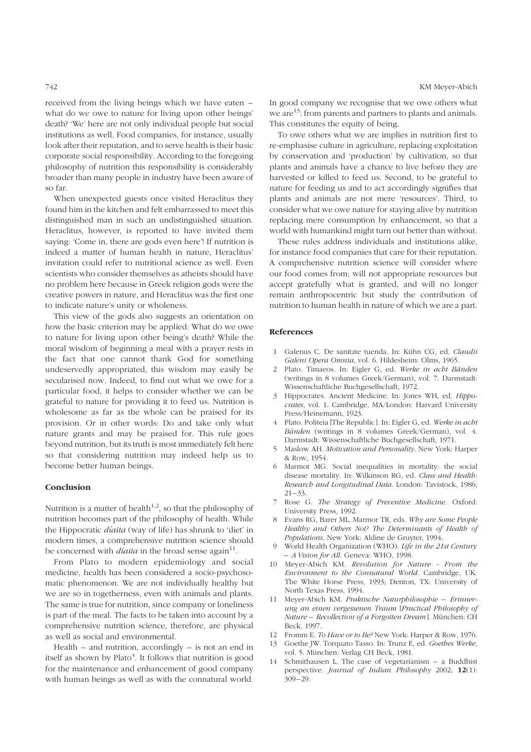received from the living beings which we have eaten – what do we owe to nature for living upon other beings' death? 'We' here are not only individual people but social institutions as well. Food companies, for instance, usually look after their reputation, and to serve health is their basic corporate social responsibility. According to the foregoing philosophy of nutrition this responsibility is considerably broader than many people in industry have been aware of so far.

When unexpected guests once visited Heraclitus they found him in the kitchen and felt embarrassed to meet this distinguished man in such an undistinguished situation. Heraclitus, however, is reported to have invited them saying: 'Come in, there are gods even here'! If nutrition is indeed a matter of human health in nature, Heraclitus' invitation could refer to nutritional science as well. Even scientists who consider themselves as atheists should have no problem here because in Greek religion gods were the creative powers in nature, and Heraclitus was the first one to indicate nature's unity or wholeness.

This view of the gods also suggests an orientation on how the basic criterion may be applied: What do we owe to nature for living upon other being's death? While the moral wisdom of beginning a meal with a prayer rests in the fact that one cannot thank God for something undeservedly appropriated, this wisdom may easily be secularised now. Indeed, to find out what we owe for a particular food, it helps to consider whether we can be grateful to nature for providing it to feed us. Nutrition is wholesome as far as the whole can be praised for its provision. Or in other words: Do and take only what nature grants and may be praised for. This rule goes beyond nutrition, but its truth is most immediately felt here so that considering nutrition may indeed help us to become better human beings.

## Conclusion

Nutrition is a matter of health[1,2], so that the philosophy of nutrition becomes part of the philosophy of health. While the Hippocratic *díaita* (way of life) has shrunk to 'diet' in modern times, a comprehensive nutrition science should be concerned with *díaita* in the broad sense again[11].

From Plato to modern epidemiology and social medicine, health has been considered a socio-psychosomatic phenomenon. We are not individually healthy but we are so in togetherness, even with animals and plants. The same is true for nutrition, since company or loneliness is part of the meal. The facts to be taken into account by a comprehensive nutrition science, therefore, are physical as well as social and environmental.

Health – and nutrition, accordingly – is not an end in itself as shown by Plato[4]. It follows that nutrition is good for the maintenance and enhancement of good company with human beings as well as with the connatural world. In good company we recognise that we owe others what we are[13]: from parents and partners to plants and animals. This constitutes the equity of being.

To owe others what we are implies in nutrition first to re-emphasise culture in agriculture, replacing exploitation by conservation and 'production' by cultivation, so that plants and animals have a chance to live before they are harvested or killed to feed us. Second, to be grateful to nature for feeding us and to act accordingly signifies that plants and animals are not mere 'resources'. Third, to consider what we owe nature for staying alive by nutrition replacing mere consumption by enhancement, so that a world with humankind might turn out better than without.

These rules address individuals and institutions alike, for instance food companies that care for their reputation. A comprehensive nutrition science will consider where our food comes from; will not appropriate resources but accept gratefully what is granted, and will no longer remain anthropocentric but study the contribution of nutrition to human health in nature of which we are a part.

## References

1. Galenus C. De sanitate tuenda. In: Kühn CG, ed. *Claudii Galeni Opera Omnia*, vol. 6. Hildesheim: Olms, 1965.
2. Plato. Timaeos. In: Eigler G, ed. *Werke in acht Bänden* (writings in 8 volumes Greek/German), vol. 7. Darmstadt: Wissenschaftliche Buchgesellschaft, 1972.
3. Hippocrates. Ancient Medicine. In: Jones WH, ed. *Hippocrates*, vol. 1. Cambridge, MA/London: Harvard University Press/Heinemann, 1923.
4. Plato. Politeia [The Republic]. In: Eigler G, ed. *Werke in acht Bänden* (writings in 8 volumes Greek/German), vol. 4. Darmstadt: Wissenschaftliche Buchgesellschaft, 1971.
5. Maslow AH. *Motivation and Personality*. New York: Harper & Row, 1954.
6. Marmot MG. Social inequalities in mortality: the social disease mortality. In: Wilkinson RG, ed. *Class and Health: Research and Longitudinal Data*. London: Tavistock, 1986; 21–33.
7. Rose G. *The Strategy of Preventive Medicine*. Oxford: University Press, 1992.
8. Evans RG, Barer ML, Marmor TR, eds. *Why are Some People Healthy and Others Not? The Determinants of Health of Populations*. New York: Aldine de Gruyter, 1994.
9. World Health Organization (WHO). *Life in the 21st Century – A Vision for All*. Geneva: WHO, 1998.
10. Meyer-Abich KM. *Revolution for Nature - From the Environment to the Connatural World*. Cambridge, UK: The White Horse Press, 1993; Denton, TX: University of North Texas Press, 1994.
11. Meyer-Abich KM. *Praktische Naturphilosophie – Erinnerung an einen vergessenen Traum* [*Practical Philosophy of Nature – Recollection of a Forgotten Dream*]. München: CH Beck, 1997.
12. Fromm E. *To Have or to Be?* New York: Harper & Row, 1976.
13. Goethe JW. Torquato Tasso. In: Trunz E, ed. *Goethes Werke*, vol. 5. München: Verlag CH Beck, 1981.
14. Schmithausen L. The case of vegetarianism – a Buddhist perspective. *Journal of Indian Philosophy* 2002; **12**(1): 309–29.